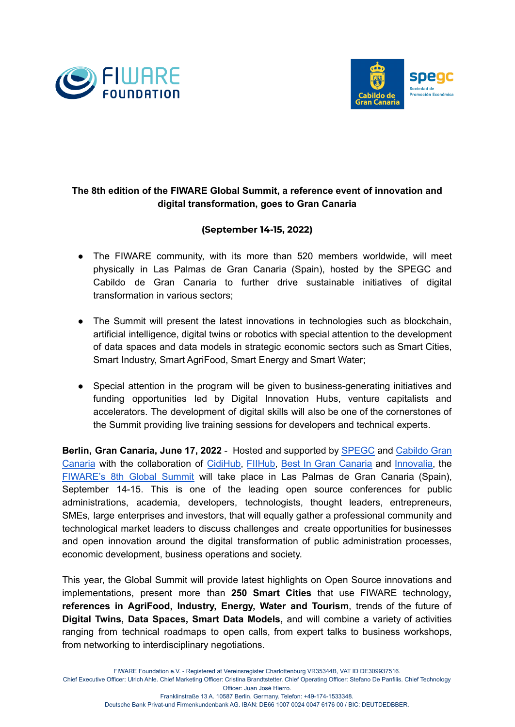**The 8th edition of the FIWARE Global Summit, a reference event of innovation and digital transformation, goes to Gran Canaria**

**(September 14-15, 2022)**

- The FIWARE community, with its more than 520 members worldwide, will meet physically in Las Palmas de Gran Canaria (Spain), hosted by the SPEGC and Cabildo de Gran Canaria to further drive sustainable initiatives of digital transformation in various sectors;

- The Summit will present the latest innovations in technologies such as blockchain, artificial intelligence, digital twins or robotics with special attention to the development of data spaces and data models in strategic economic sectors such as Smart Cities, Smart Industry, Smart AgriFood, Smart Energy and Smart Water;

- Special attention in the program will be given to business-generating initiatives and funding opportunities led by Digital Innovation Hubs, venture capitalists and accelerators. The development of digital skills will also be one of the cornerstones of the Summit providing live training sessions for developers and technical experts.

**Berlin, Gran Canaria, June 17, 2022** - Hosted and supported by SPEGC and Cabildo Gran Canaria with the collaboration of CidiHub, FIIHub, Best In Gran Canaria and Innovalia, the FIWARE's 8th Global Summit will take place in Las Palmas de Gran Canaria (Spain), September 14-15. This is one of the leading open source conferences for public administrations, academia, developers, technologists, thought leaders, entrepreneurs, SMEs, large enterprises and investors, that will equally gather a professional community and technological market leaders to discuss challenges and create opportunities for businesses and open innovation around the digital transformation of public administration processes, economic development, business operations and society.

This year, the Global Summit will provide latest highlights on Open Source innovations and implementations, present more than **250 Smart Cities** that use FIWARE technology**, references in AgriFood, Industry, Energy, Water and Tourism**, trends of the future of **Digital Twins, Data Spaces, Smart Data Models,** and will combine a variety of activities ranging from technical roadmaps to open calls, from expert talks to business workshops, from networking to interdisciplinary negotiations.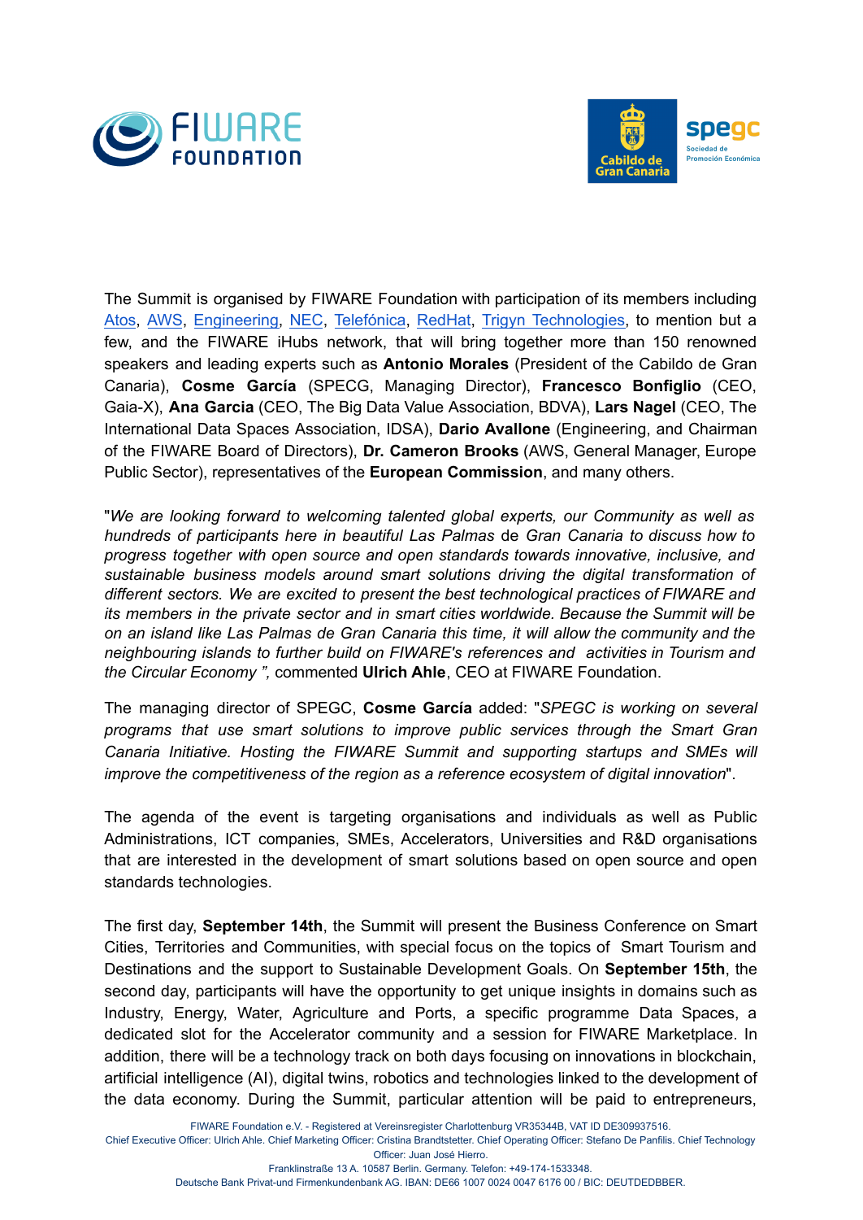The Summit is organised by FIWARE Foundation with participation of its members including [Atos](), [AWS](), [Engineering](), [NEC](), [Telefónica](), [RedHat](), [Trigyn Technologies](), to mention but a few, and the FIWARE iHubs network, that will bring together more than 150 renowned speakers and leading experts such as **Antonio Morales** (President of the Cabildo de Gran Canaria), **Cosme García** (SPECG, Managing Director), **Francesco Bonfiglio** (CEO, Gaia-X), **Ana Garcia** (CEO, The Big Data Value Association, BDVA), **Lars Nagel** (CEO, The International Data Spaces Association, IDSA), **Dario Avallone** (Engineering, and Chairman of the FIWARE Board of Directors), **Dr. Cameron Brooks** (AWS, General Manager, Europe Public Sector), representatives of the **European Commission**, and many others.

"*We are looking forward to welcoming talented global experts, our Community as well as hundreds of participants here in beautiful Las Palmas* de *Gran Canaria to discuss how to progress together with open source and open standards towards innovative, inclusive, and sustainable business models around smart solutions driving the digital transformation of different sectors. We are excited to present the best technological practices of FIWARE and its members in the private sector and in smart cities worldwide. Because the Summit will be on an island like Las Palmas de Gran Canaria this time, it will allow the community and the neighbouring islands to further build on FIWARE's references and activities in Tourism and the Circular Economy ",* commented **Ulrich Ahle**, CEO at FIWARE Foundation.

The managing director of SPEGC, **Cosme García** added: "*SPEGC is working on several programs that use smart solutions to improve public services through the Smart Gran Canaria Initiative. Hosting the FIWARE Summit and supporting startups and SMEs will improve the competitiveness of the region as a reference ecosystem of digital innovation*".

The agenda of the event is targeting organisations and individuals as well as Public Administrations, ICT companies, SMEs, Accelerators, Universities and R&D organisations that are interested in the development of smart solutions based on open source and open standards technologies.

The first day, **September 14th**, the Summit will present the Business Conference on Smart Cities, Territories and Communities, with special focus on the topics of Smart Tourism and Destinations and the support to Sustainable Development Goals. On **September 15th**, the second day, participants will have the opportunity to get unique insights in domains such as Industry, Energy, Water, Agriculture and Ports, a specific programme Data Spaces, a dedicated slot for the Accelerator community and a session for FIWARE Marketplace. In addition, there will be a technology track on both days focusing on innovations in blockchain, artificial intelligence (AI), digital twins, robotics and technologies linked to the development of the data economy. During the Summit, particular attention will be paid to entrepreneurs,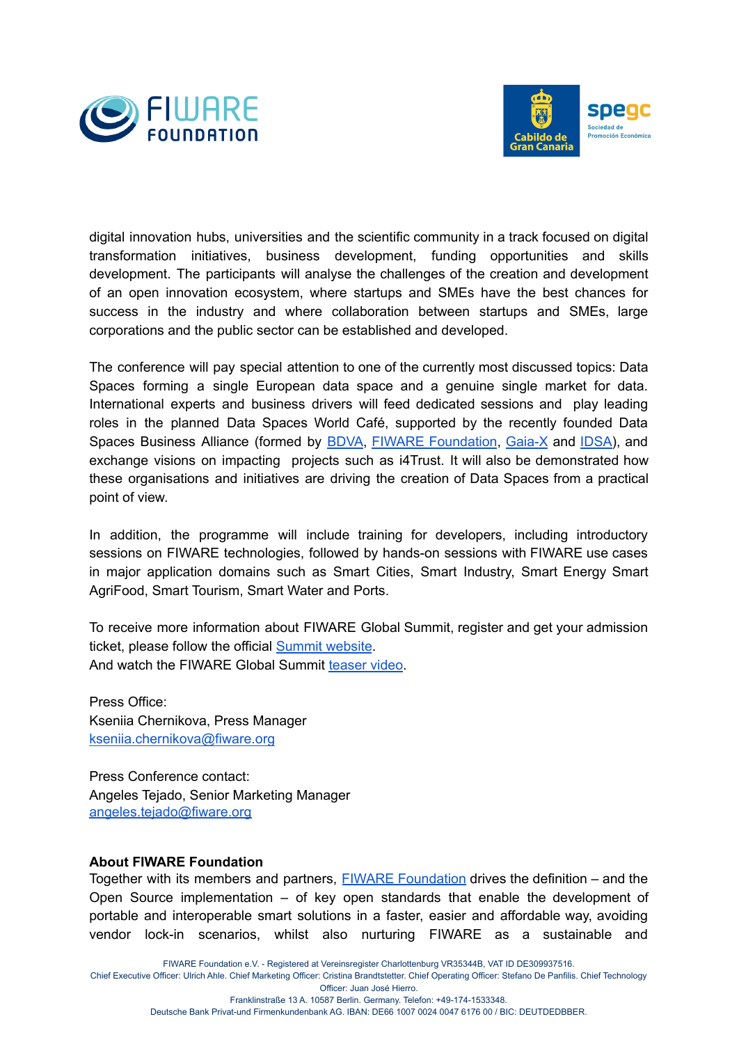digital innovation hubs, universities and the scientific community in a track focused on digital transformation initiatives, business development, funding opportunities and skills development. The participants will analyse the challenges of the creation and development of an open innovation ecosystem, where startups and SMEs have the best chances for success in the industry and where collaboration between startups and SMEs, large corporations and the public sector can be established and developed.

The conference will pay special attention to one of the currently most discussed topics: Data Spaces forming a single European data space and a genuine single market for data. International experts and business drivers will feed dedicated sessions and play leading roles in the planned Data Spaces World Café, supported by the recently founded Data Spaces Business Alliance (formed by BDVA, FIWARE Foundation, Gaia-X and IDSA), and exchange visions on impacting projects such as i4Trust. It will also be demonstrated how these organisations and initiatives are driving the creation of Data Spaces from a practical point of view.

In addition, the programme will include training for developers, including introductory sessions on FIWARE technologies, followed by hands-on sessions with FIWARE use cases in major application domains such as Smart Cities, Smart Industry, Smart Energy Smart AgriFood, Smart Tourism, Smart Water and Ports.

To receive more information about FIWARE Global Summit, register and get your admission ticket, please follow the official Summit website.
And watch the FIWARE Global Summit teaser video.

Press Office:
Kseniia Chernikova, Press Manager
kseniia.chernikova@fiware.org

Press Conference contact:
Angeles Tejado, Senior Marketing Manager
angeles.tejado@fiware.org

**About FIWARE Foundation**
Together with its members and partners, FIWARE Foundation drives the definition – and the Open Source implementation – of key open standards that enable the development of portable and interoperable smart solutions in a faster, easier and affordable way, avoiding vendor lock-in scenarios, whilst also nurturing FIWARE as a sustainable and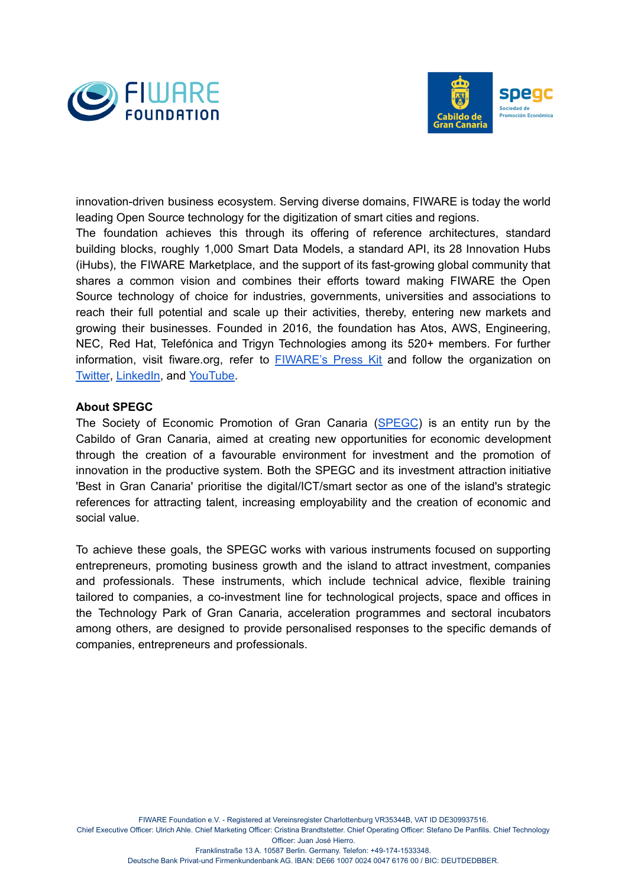innovation-driven business ecosystem. Serving diverse domains, FIWARE is today the world leading Open Source technology for the digitization of smart cities and regions.
The foundation achieves this through its offering of reference architectures, standard building blocks, roughly 1,000 Smart Data Models, a standard API, its 28 Innovation Hubs (iHubs), the FIWARE Marketplace, and the support of its fast-growing global community that shares a common vision and combines their efforts toward making FIWARE the Open Source technology of choice for industries, governments, universities and associations to reach their full potential and scale up their activities, thereby, entering new markets and growing their businesses. Founded in 2016, the foundation has Atos, AWS, Engineering, NEC, Red Hat, Telefónica and Trigyn Technologies among its 520+ members. For further information, visit fiware.org, refer to FIWARE's Press Kit and follow the organization on Twitter, LinkedIn, and YouTube.

**About SPEGC**

The Society of Economic Promotion of Gran Canaria (SPEGC) is an entity run by the Cabildo of Gran Canaria, aimed at creating new opportunities for economic development through the creation of a favourable environment for investment and the promotion of innovation in the productive system. Both the SPEGC and its investment attraction initiative 'Best in Gran Canaria' prioritise the digital/ICT/smart sector as one of the island's strategic references for attracting talent, increasing employability and the creation of economic and social value.

To achieve these goals, the SPEGC works with various instruments focused on supporting entrepreneurs, promoting business growth and the island to attract investment, companies and professionals. These instruments, which include technical advice, flexible training tailored to companies, a co-investment line for technological projects, space and offices in the Technology Park of Gran Canaria, acceleration programmes and sectoral incubators among others, are designed to provide personalised responses to the specific demands of companies, entrepreneurs and professionals.